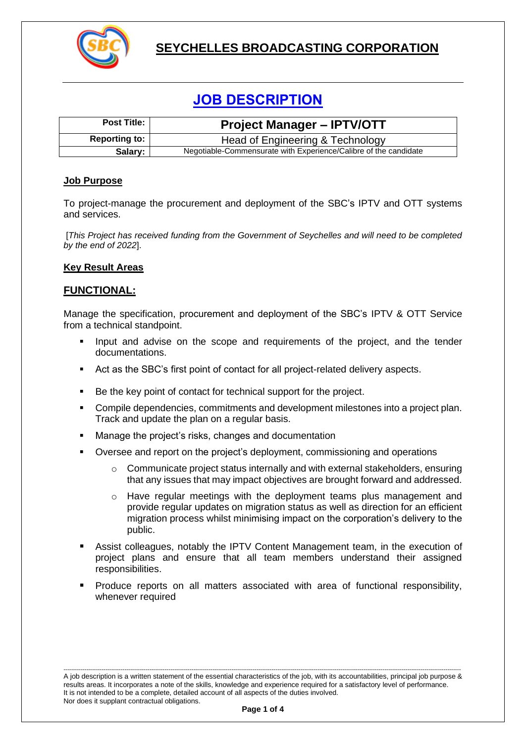# SEYCHELLES BROADCASTING CORPORATION

## JOB DESCRIPTION

| Post Title: | Project Manager – IPTV/OTT |
|---|---|
| Reporting to: | Head of Engineering & Technology |
| Salary: | Negotiable-Commensurate with Experience/Calibre of the candidate |

### Job Purpose

To project-manage the procurement and deployment of the SBC's IPTV and OTT systems and services.

[*This Project has received funding from the Government of Seychelles and will need to be completed by the end of 2022*].

### Key Result Areas

## FUNCTIONAL:

Manage the specification, procurement and deployment of the SBC's IPTV & OTT Service from a technical standpoint.

- Input and advise on the scope and requirements of the project, and the tender documentations.
- Act as the SBC's first point of contact for all project-related delivery aspects.
- Be the key point of contact for technical support for the project.
- Compile dependencies, commitments and development milestones into a project plan. Track and update the plan on a regular basis.
- Manage the project's risks, changes and documentation
- Oversee and report on the project's deployment, commissioning and operations
    - Communicate project status internally and with external stakeholders, ensuring that any issues that may impact objectives are brought forward and addressed.
    - Have regular meetings with the deployment teams plus management and provide regular updates on migration status as well as direction for an efficient migration process whilst minimising impact on the corporation's delivery to the public.
- Assist colleagues, notably the IPTV Content Management team, in the execution of project plans and ensure that all team members understand their assigned responsibilities.
- Produce reports on all matters associated with area of functional responsibility, whenever required

A job description is a written statement of the essential characteristics of the job, with its accountabilities, principal job purpose & results areas. It incorporates a note of the skills, knowledge and experience required for a satisfactory level of performance. It is not intended to be a complete, detailed account of all aspects of the duties involved. Nor does it supplant contractual obligations.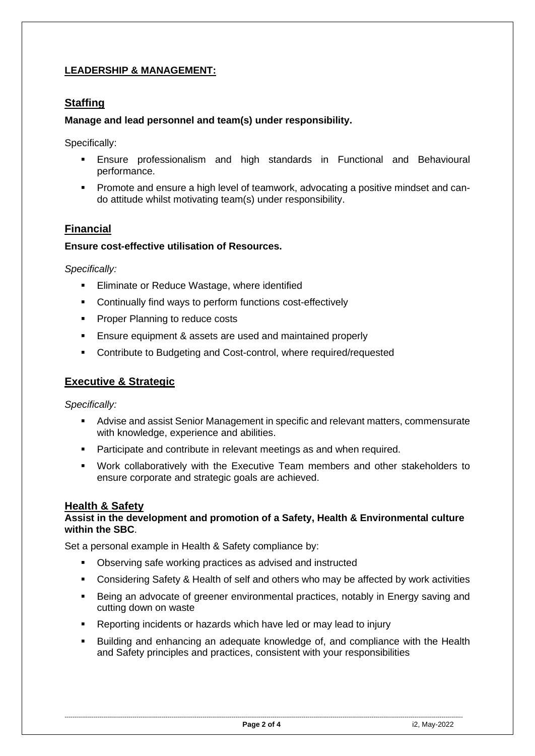**LEADERSHIP & MANAGEMENT:**

## Staffing

**Manage and lead personnel and team(s) under responsibility.**

Specifically:

- Ensure professionalism and high standards in Functional and Behavioural performance.
- Promote and ensure a high level of teamwork, advocating a positive mindset and can-do attitude whilst motivating team(s) under responsibility.

## Financial

**Ensure cost-effective utilisation of Resources.**

*Specifically:*

- Eliminate or Reduce Wastage, where identified
- Continually find ways to perform functions cost-effectively
- Proper Planning to reduce costs
- Ensure equipment & assets are used and maintained properly
- Contribute to Budgeting and Cost-control, where required/requested

## Executive & Strategic

*Specifically:*

- Advise and assist Senior Management in specific and relevant matters, commensurate with knowledge, experience and abilities.
- Participate and contribute in relevant meetings as and when required.
- Work collaboratively with the Executive Team members and other stakeholders to ensure corporate and strategic goals are achieved.

## Health & Safety

**Assist in the development and promotion of a Safety, Health & Environmental culture within the SBC**.

Set a personal example in Health & Safety compliance by:

- Observing safe working practices as advised and instructed
- Considering Safety & Health of self and others who may be affected by work activities
- Being an advocate of greener environmental practices, notably in Energy saving and cutting down on waste
- Reporting incidents or hazards which have led or may lead to injury
- Building and enhancing an adequate knowledge of, and compliance with the Health and Safety principles and practices, consistent with your responsibilities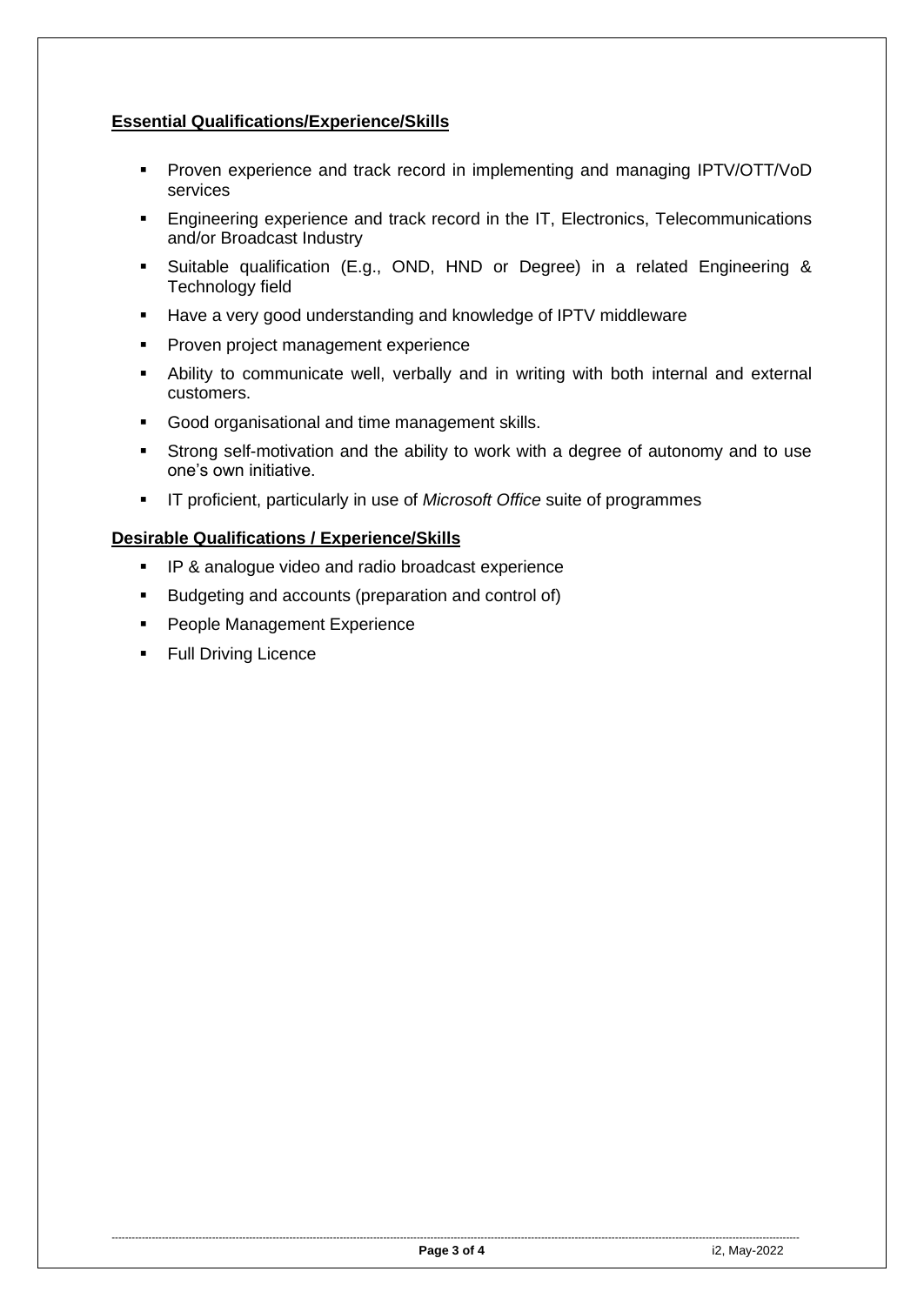**Essential Qualifications/Experience/Skills**

- Proven experience and track record in implementing and managing IPTV/OTT/VoD services
- Engineering experience and track record in the IT, Electronics, Telecommunications and/or Broadcast Industry
- Suitable qualification (E.g., OND, HND or Degree) in a related Engineering & Technology field
- Have a very good understanding and knowledge of IPTV middleware
- Proven project management experience
- Ability to communicate well, verbally and in writing with both internal and external customers.
- Good organisational and time management skills.
- Strong self-motivation and the ability to work with a degree of autonomy and to use one's own initiative.
- IT proficient, particularly in use of *Microsoft Office* suite of programmes

**Desirable Qualifications / Experience/Skills**

- IP & analogue video and radio broadcast experience
- Budgeting and accounts (preparation and control of)
- People Management Experience
- Full Driving Licence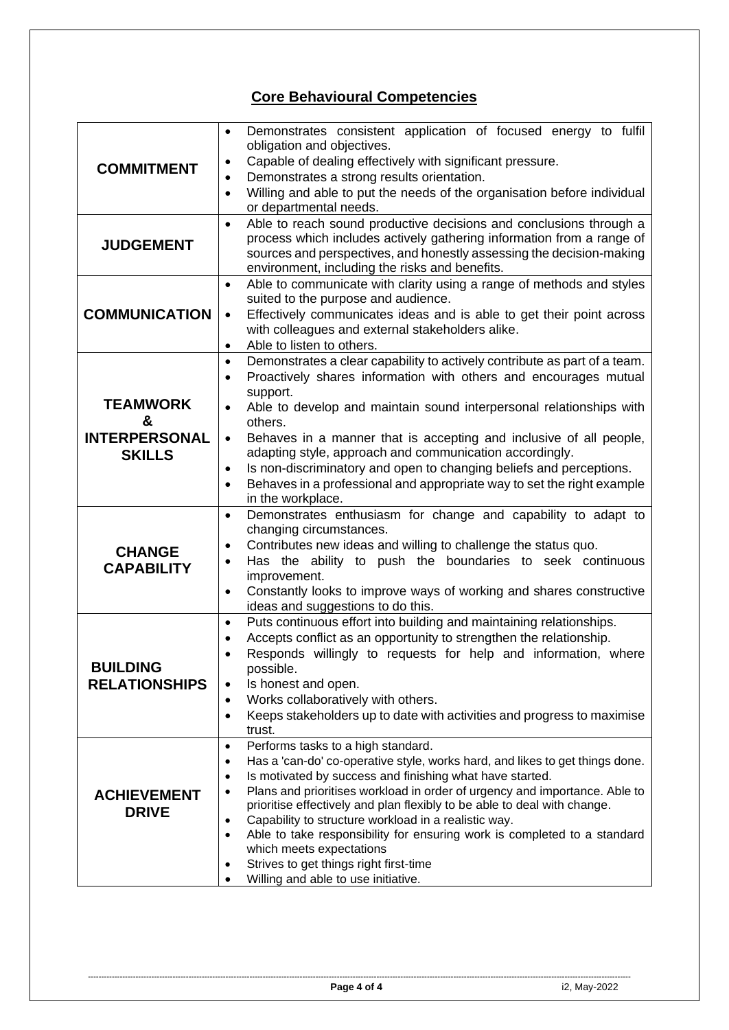## Core Behavioural Competencies

| | |
|---|---|
| **COMMITMENT** | • Demonstrates consistent application of focused energy to fulfil obligation and objectives.<br>• Capable of dealing effectively with significant pressure.<br>• Demonstrates a strong results orientation.<br>• Willing and able to put the needs of the organisation before individual or departmental needs. |
| **JUDGEMENT** | • Able to reach sound productive decisions and conclusions through a process which includes actively gathering information from a range of sources and perspectives, and honestly assessing the decision-making environment, including the risks and benefits. |
| **COMMUNICATION** | • Able to communicate with clarity using a range of methods and styles suited to the purpose and audience.<br>• Effectively communicates ideas and is able to get their point across with colleagues and external stakeholders alike.<br>• Able to listen to others. |
| **TEAMWORK & INTERPERSONAL SKILLS** | • Demonstrates a clear capability to actively contribute as part of a team.<br>• Proactively shares information with others and encourages mutual support.<br>• Able to develop and maintain sound interpersonal relationships with others.<br>• Behaves in a manner that is accepting and inclusive of all people, adapting style, approach and communication accordingly.<br>• Is non-discriminatory and open to changing beliefs and perceptions.<br>• Behaves in a professional and appropriate way to set the right example in the workplace. |
| **CHANGE CAPABILITY** | • Demonstrates enthusiasm for change and capability to adapt to changing circumstances.<br>• Contributes new ideas and willing to challenge the status quo.<br>• Has the ability to push the boundaries to seek continuous improvement.<br>• Constantly looks to improve ways of working and shares constructive ideas and suggestions to do this. |
| **BUILDING RELATIONSHIPS** | • Puts continuous effort into building and maintaining relationships.<br>• Accepts conflict as an opportunity to strengthen the relationship.<br>• Responds willingly to requests for help and information, where possible.<br>• Is honest and open.<br>• Works collaboratively with others.<br>• Keeps stakeholders up to date with activities and progress to maximise trust. |
| **ACHIEVEMENT DRIVE** | • Performs tasks to a high standard.<br>• Has a 'can-do' co-operative style, works hard, and likes to get things done.<br>• Is motivated by success and finishing what have started.<br>• Plans and prioritises workload in order of urgency and importance. Able to prioritise effectively and plan flexibly to be able to deal with change.<br>• Capability to structure workload in a realistic way.<br>• Able to take responsibility for ensuring work is completed to a standard which meets expectations<br>• Strives to get things right first-time<br>• Willing and able to use initiative. |

i2, May-2022